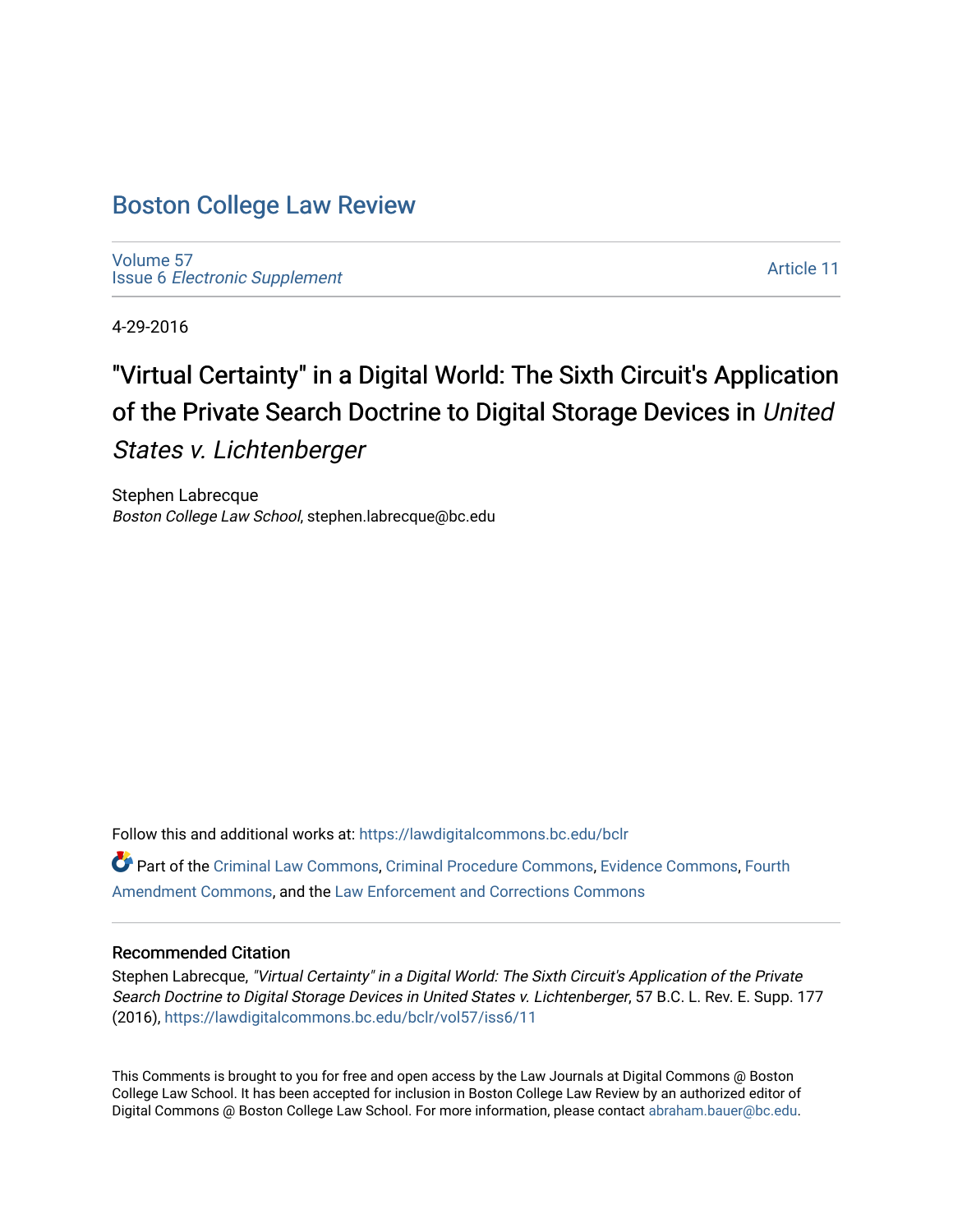# Boston College Law Review

Volume 57
Issue 6 *Electronic Supplement*

Article 11

4-29-2016

## "Virtual Certainty" in a Digital World: The Sixth Circuit's Application of the Private Search Doctrine to Digital Storage Devices in *United States v. Lichtenberger*

Stephen Labrecque
*Boston College Law School*, stephen.labrecque@bc.edu

Follow this and additional works at: https://lawdigitalcommons.bc.edu/bclr

Part of the Criminal Law Commons, Criminal Procedure Commons, Evidence Commons, Fourth Amendment Commons, and the Law Enforcement and Corrections Commons

### Recommended Citation

Stephen Labrecque, *"Virtual Certainty" in a Digital World: The Sixth Circuit's Application of the Private Search Doctrine to Digital Storage Devices in United States v. Lichtenberger*, 57 B.C. L. Rev. E. Supp. 177 (2016), https://lawdigitalcommons.bc.edu/bclr/vol57/iss6/11

This Comments is brought to you for free and open access by the Law Journals at Digital Commons @ Boston College Law School. It has been accepted for inclusion in Boston College Law Review by an authorized editor of Digital Commons @ Boston College Law School. For more information, please contact abraham.bauer@bc.edu.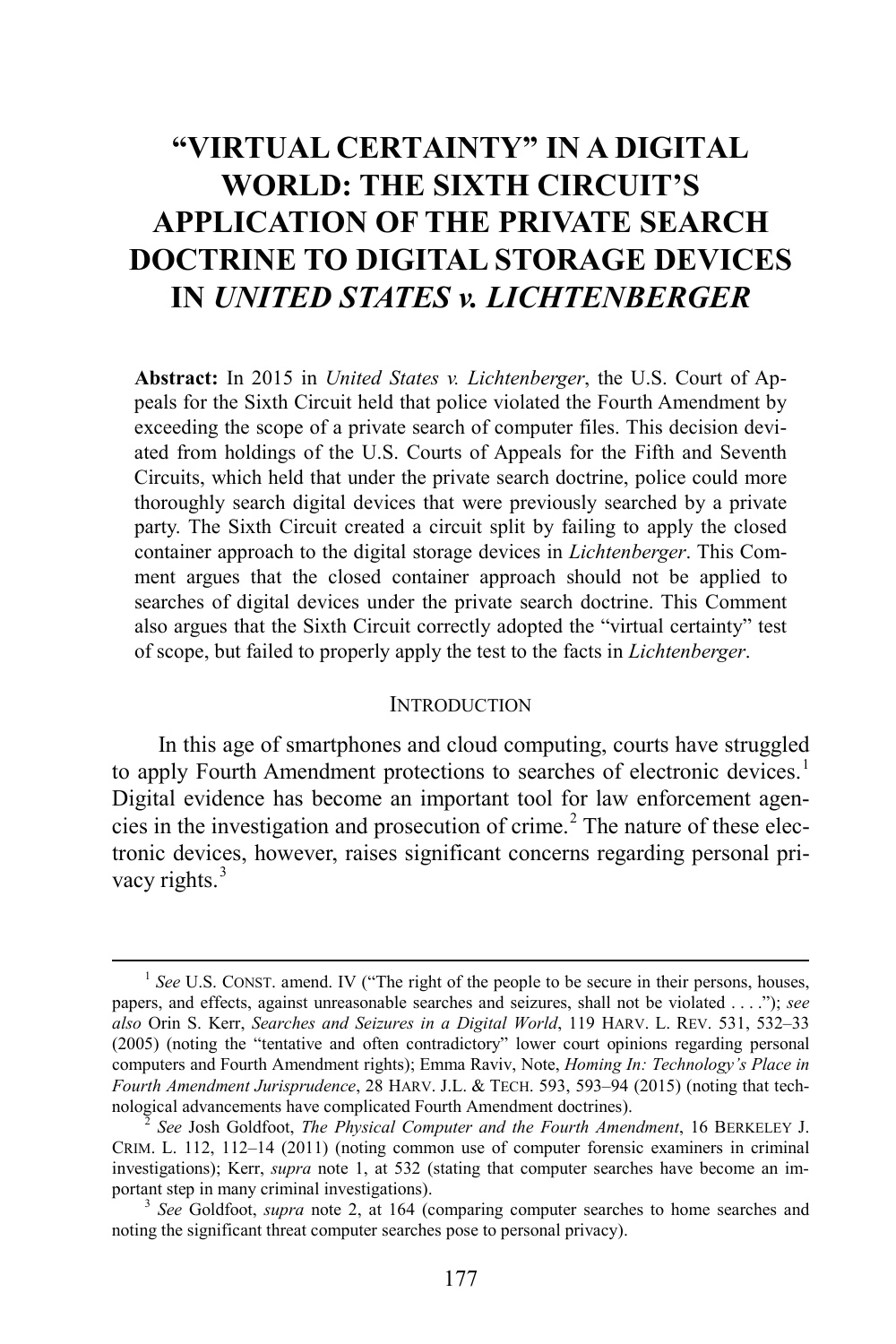# "VIRTUAL CERTAINTY" IN A DIGITAL WORLD: THE SIXTH CIRCUIT'S APPLICATION OF THE PRIVATE SEARCH DOCTRINE TO DIGITAL STORAGE DEVICES IN *UNITED STATES v. LICHTENBERGER*

**Abstract:** In 2015 in *United States v. Lichtenberger*, the U.S. Court of Appeals for the Sixth Circuit held that police violated the Fourth Amendment by exceeding the scope of a private search of computer files. This decision deviated from holdings of the U.S. Courts of Appeals for the Fifth and Seventh Circuits, which held that under the private search doctrine, police could more thoroughly search digital devices that were previously searched by a private party. The Sixth Circuit created a circuit split by failing to apply the closed container approach to the digital storage devices in *Lichtenberger*. This Comment argues that the closed container approach should not be applied to searches of digital devices under the private search doctrine. This Comment also argues that the Sixth Circuit correctly adopted the "virtual certainty" test of scope, but failed to properly apply the test to the facts in *Lichtenberger*.

## INTRODUCTION

In this age of smartphones and cloud computing, courts have struggled to apply Fourth Amendment protections to searches of electronic devices.[1] Digital evidence has become an important tool for law enforcement agencies in the investigation and prosecution of crime.[2] The nature of these electronic devices, however, raises significant concerns regarding personal privacy rights.[3]

---

[1] *See* U.S. CONST. amend. IV ("The right of the people to be secure in their persons, houses, papers, and effects, against unreasonable searches and seizures, shall not be violated . . . ."); *see also* Orin S. Kerr, *Searches and Seizures in a Digital World*, 119 HARV. L. REV. 531, 532–33 (2005) (noting the "tentative and often contradictory" lower court opinions regarding personal computers and Fourth Amendment rights); Emma Raviv, Note, *Homing In: Technology's Place in Fourth Amendment Jurisprudence*, 28 HARV. J.L. & TECH. 593, 593–94 (2015) (noting that technological advancements have complicated Fourth Amendment doctrines).

[2] *See* Josh Goldfoot, *The Physical Computer and the Fourth Amendment*, 16 BERKELEY J. CRIM. L. 112, 112–14 (2011) (noting common use of computer forensic examiners in criminal investigations); Kerr, *supra* note 1, at 532 (stating that computer searches have become an important step in many criminal investigations).

[3] *See* Goldfoot, *supra* note 2, at 164 (comparing computer searches to home searches and noting the significant threat computer searches pose to personal privacy).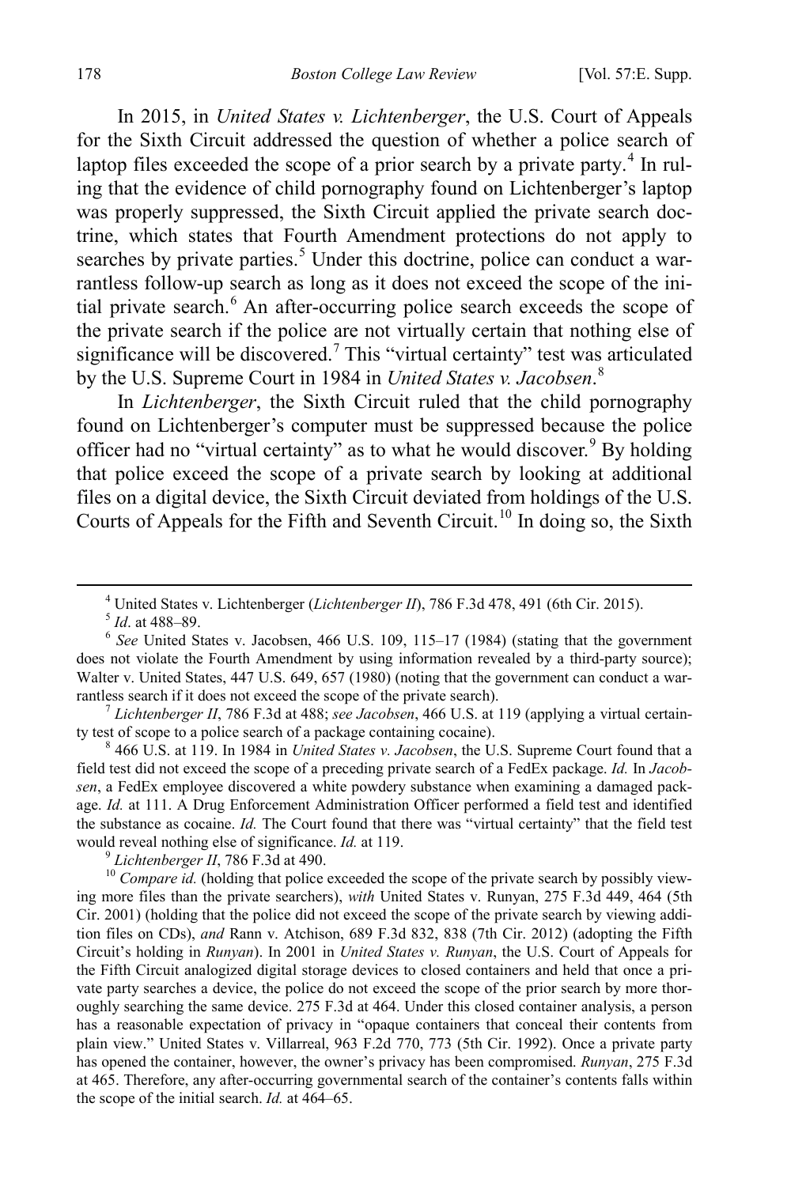In 2015, in *United States v. Lichtenberger*, the U.S. Court of Appeals for the Sixth Circuit addressed the question of whether a police search of laptop files exceeded the scope of a prior search by a private party.[4] In ruling that the evidence of child pornography found on Lichtenberger's laptop was properly suppressed, the Sixth Circuit applied the private search doctrine, which states that Fourth Amendment protections do not apply to searches by private parties.[5] Under this doctrine, police can conduct a warrantless follow-up search as long as it does not exceed the scope of the initial private search.[6] An after-occurring police search exceeds the scope of the private search if the police are not virtually certain that nothing else of significance will be discovered.[7] This "virtual certainty" test was articulated by the U.S. Supreme Court in 1984 in *United States v. Jacobsen*.[8]

In *Lichtenberger*, the Sixth Circuit ruled that the child pornography found on Lichtenberger's computer must be suppressed because the police officer had no "virtual certainty" as to what he would discover.[9] By holding that police exceed the scope of a private search by looking at additional files on a digital device, the Sixth Circuit deviated from holdings of the U.S. Courts of Appeals for the Fifth and Seventh Circuit.[10] In doing so, the Sixth

---

[4] United States v. Lichtenberger (*Lichtenberger II*), 786 F.3d 478, 491 (6th Cir. 2015).

[5] *Id*. at 488–89.

[6] *See* United States v. Jacobsen, 466 U.S. 109, 115–17 (1984) (stating that the government does not violate the Fourth Amendment by using information revealed by a third-party source); Walter v. United States, 447 U.S. 649, 657 (1980) (noting that the government can conduct a warrantless search if it does not exceed the scope of the private search).

[7] *Lichtenberger II*, 786 F.3d at 488; *see Jacobsen*, 466 U.S. at 119 (applying a virtual certainty test of scope to a police search of a package containing cocaine).

[8] 466 U.S. at 119. In 1984 in *United States v. Jacobsen*, the U.S. Supreme Court found that a field test did not exceed the scope of a preceding private search of a FedEx package. *Id.* In *Jacobsen*, a FedEx employee discovered a white powdery substance when examining a damaged package. *Id.* at 111. A Drug Enforcement Administration Officer performed a field test and identified the substance as cocaine. *Id.* The Court found that there was "virtual certainty" that the field test would reveal nothing else of significance. *Id.* at 119.

[9] *Lichtenberger II*, 786 F.3d at 490.

[10] *Compare id.* (holding that police exceeded the scope of the private search by possibly viewing more files than the private searchers), *with* United States v. Runyan, 275 F.3d 449, 464 (5th Cir. 2001) (holding that the police did not exceed the scope of the private search by viewing addition files on CDs), *and* Rann v. Atchison, 689 F.3d 832, 838 (7th Cir. 2012) (adopting the Fifth Circuit's holding in *Runyan*). In 2001 in *United States v. Runyan*, the U.S. Court of Appeals for the Fifth Circuit analogized digital storage devices to closed containers and held that once a private party searches a device, the police do not exceed the scope of the prior search by more thoroughly searching the same device. 275 F.3d at 464. Under this closed container analysis, a person has a reasonable expectation of privacy in "opaque containers that conceal their contents from plain view." United States v. Villarreal, 963 F.2d 770, 773 (5th Cir. 1992). Once a private party has opened the container, however, the owner's privacy has been compromised. *Runyan*, 275 F.3d at 465. Therefore, any after-occurring governmental search of the container's contents falls within the scope of the initial search. *Id.* at 464–65.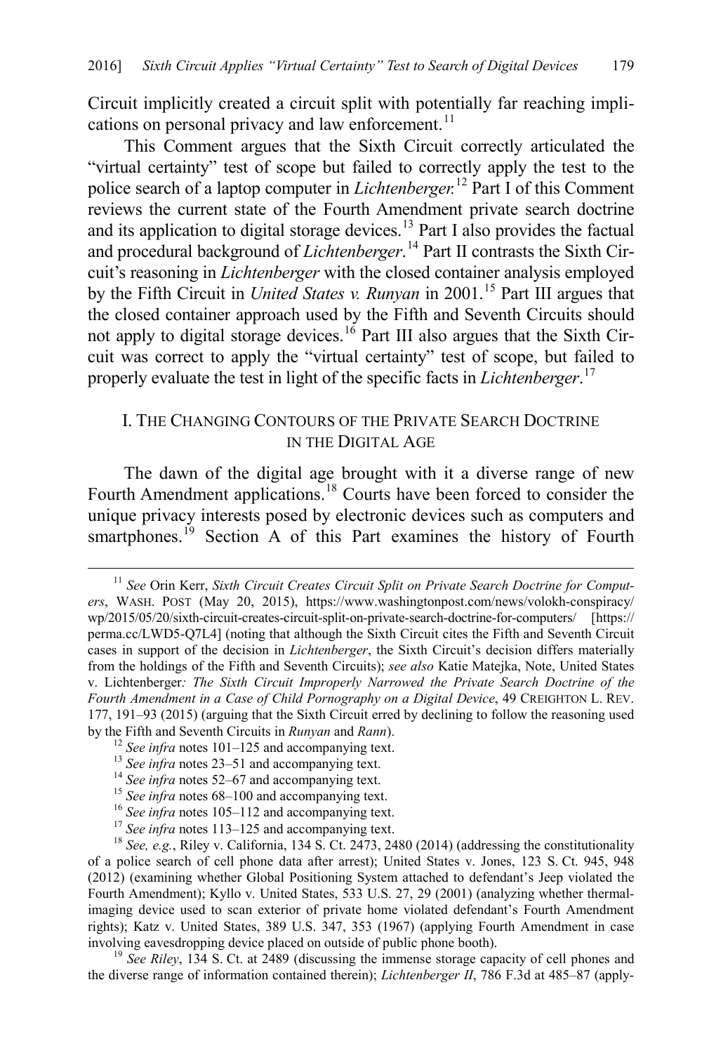Circuit implicitly created a circuit split with potentially far reaching implications on personal privacy and law enforcement.[11]

This Comment argues that the Sixth Circuit correctly articulated the "virtual certainty" test of scope but failed to correctly apply the test to the police search of a laptop computer in *Lichtenberger*.[12] Part I of this Comment reviews the current state of the Fourth Amendment private search doctrine and its application to digital storage devices.[13] Part I also provides the factual and procedural background of *Lichtenberger*.[14] Part II contrasts the Sixth Circuit's reasoning in *Lichtenberger* with the closed container analysis employed by the Fifth Circuit in *United States v. Runyan* in 2001.[15] Part III argues that the closed container approach used by the Fifth and Seventh Circuits should not apply to digital storage devices.[16] Part III also argues that the Sixth Circuit was correct to apply the "virtual certainty" test of scope, but failed to properly evaluate the test in light of the specific facts in *Lichtenberger*.[17]

## I. THE CHANGING CONTOURS OF THE PRIVATE SEARCH DOCTRINE IN THE DIGITAL AGE

The dawn of the digital age brought with it a diverse range of new Fourth Amendment applications.[18] Courts have been forced to consider the unique privacy interests posed by electronic devices such as computers and smartphones.[19] Section A of this Part examines the history of Fourth

---

[11] *See* Orin Kerr, *Sixth Circuit Creates Circuit Split on Private Search Doctrine for Computers*, WASH. POST (May 20, 2015), https://www.washingtonpost.com/news/volokh-conspiracy/wp/2015/05/20/sixth-circuit-creates-circuit-split-on-private-search-doctrine-for-computers/ [https://perma.cc/LWD5-Q7L4] (noting that although the Sixth Circuit cites the Fifth and Seventh Circuit cases in support of the decision in *Lichtenberger*, the Sixth Circuit's decision differs materially from the holdings of the Fifth and Seventh Circuits); *see also* Katie Matejka, Note, United States v. Lichtenberger*: The Sixth Circuit Improperly Narrowed the Private Search Doctrine of the Fourth Amendment in a Case of Child Pornography on a Digital Device*, 49 CREIGHTON L. REV. 177, 191–93 (2015) (arguing that the Sixth Circuit erred by declining to follow the reasoning used by the Fifth and Seventh Circuits in *Runyan* and *Rann*).

[12] *See infra* notes 101–125 and accompanying text.

[13] *See infra* notes 23–51 and accompanying text.

[14] *See infra* notes 52–67 and accompanying text.

[15] *See infra* notes 68–100 and accompanying text.

[16] *See infra* notes 105–112 and accompanying text.

[17] *See infra* notes 113–125 and accompanying text.

[18] *See, e.g.*, Riley v. California, 134 S. Ct. 2473, 2480 (2014) (addressing the constitutionality of a police search of cell phone data after arrest); United States v. Jones, 123 S. Ct. 945, 948 (2012) (examining whether Global Positioning System attached to defendant's Jeep violated the Fourth Amendment); Kyllo v. United States, 533 U.S. 27, 29 (2001) (analyzing whether thermal-imaging device used to scan exterior of private home violated defendant's Fourth Amendment rights); Katz v. United States, 389 U.S. 347, 353 (1967) (applying Fourth Amendment in case involving eavesdropping device placed on outside of public phone booth).

[19] *See Riley*, 134 S. Ct. at 2489 (discussing the immense storage capacity of cell phones and the diverse range of information contained therein); *Lichtenberger II*, 786 F.3d at 485–87 (apply-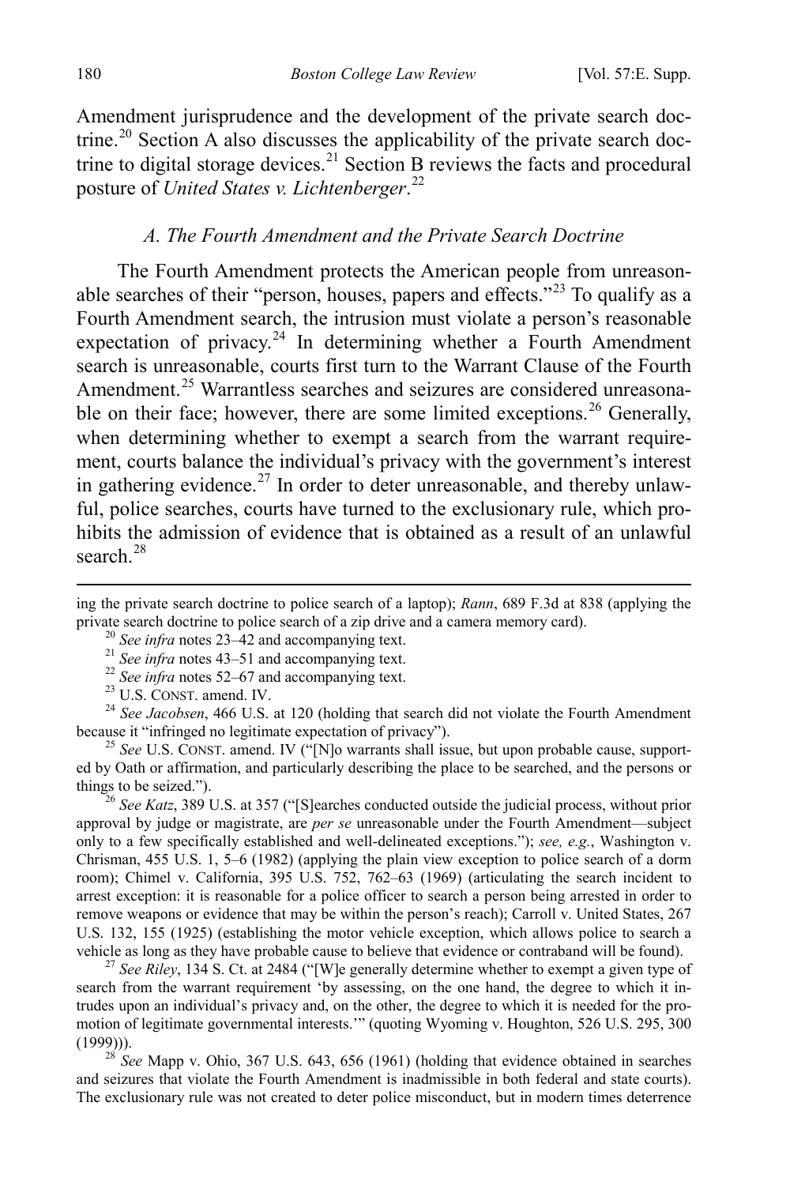Amendment jurisprudence and the development of the private search doctrine.[20] Section A also discusses the applicability of the private search doctrine to digital storage devices.[21] Section B reviews the facts and procedural posture of *United States v. Lichtenberger*.[22]

### *A. The Fourth Amendment and the Private Search Doctrine*

The Fourth Amendment protects the American people from unreasonable searches of their "person, houses, papers and effects."[23] To qualify as a Fourth Amendment search, the intrusion must violate a person's reasonable expectation of privacy.[24] In determining whether a Fourth Amendment search is unreasonable, courts first turn to the Warrant Clause of the Fourth Amendment.[25] Warrantless searches and seizures are considered unreasonable on their face; however, there are some limited exceptions.[26] Generally, when determining whether to exempt a search from the warrant requirement, courts balance the individual's privacy with the government's interest in gathering evidence.[27] In order to deter unreasonable, and thereby unlawful, police searches, courts have turned to the exclusionary rule, which prohibits the admission of evidence that is obtained as a result of an unlawful search.[28]

---

ing the private search doctrine to police search of a laptop); *Rann*, 689 F.3d at 838 (applying the private search doctrine to police search of a zip drive and a camera memory card).

[20] *See infra* notes 23–42 and accompanying text.

[21] *See infra* notes 43–51 and accompanying text.

[22] *See infra* notes 52–67 and accompanying text.

[23] U.S. CONST. amend. IV.

[24] *See Jacobsen*, 466 U.S. at 120 (holding that search did not violate the Fourth Amendment because it "infringed no legitimate expectation of privacy").

[25] *See* U.S. CONST. amend. IV ("[N]o warrants shall issue, but upon probable cause, supported by Oath or affirmation, and particularly describing the place to be searched, and the persons or things to be seized.").

[26] *See Katz*, 389 U.S. at 357 ("[S]earches conducted outside the judicial process, without prior approval by judge or magistrate, are *per se* unreasonable under the Fourth Amendment—subject only to a few specifically established and well-delineated exceptions."); *see, e.g.*, Washington v. Chrisman, 455 U.S. 1, 5–6 (1982) (applying the plain view exception to police search of a dorm room); Chimel v. California, 395 U.S. 752, 762–63 (1969) (articulating the search incident to arrest exception: it is reasonable for a police officer to search a person being arrested in order to remove weapons or evidence that may be within the person's reach); Carroll v. United States, 267 U.S. 132, 155 (1925) (establishing the motor vehicle exception, which allows police to search a vehicle as long as they have probable cause to believe that evidence or contraband will be found).

[27] *See Riley*, 134 S. Ct. at 2484 ("[W]e generally determine whether to exempt a given type of search from the warrant requirement 'by assessing, on the one hand, the degree to which it intrudes upon an individual's privacy and, on the other, the degree to which it is needed for the promotion of legitimate governmental interests.'" (quoting Wyoming v. Houghton, 526 U.S. 295, 300 (1999))).

[28] *See* Mapp v. Ohio, 367 U.S. 643, 656 (1961) (holding that evidence obtained in searches and seizures that violate the Fourth Amendment is inadmissible in both federal and state courts). The exclusionary rule was not created to deter police misconduct, but in modern times deterrence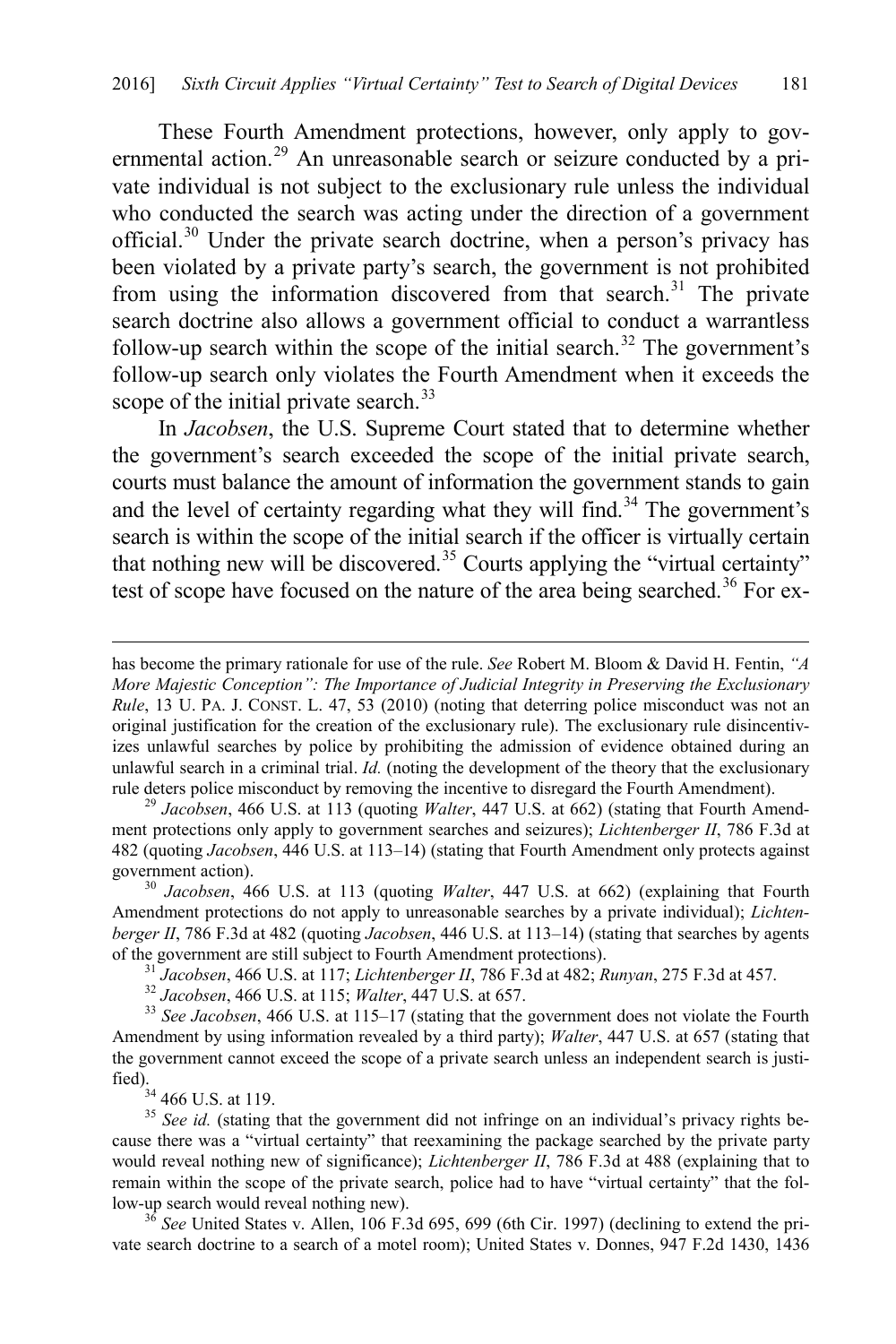These Fourth Amendment protections, however, only apply to governmental action.[29] An unreasonable search or seizure conducted by a private individual is not subject to the exclusionary rule unless the individual who conducted the search was acting under the direction of a government official.[30] Under the private search doctrine, when a person's privacy has been violated by a private party's search, the government is not prohibited from using the information discovered from that search.[31] The private search doctrine also allows a government official to conduct a warrantless follow-up search within the scope of the initial search.[32] The government's follow-up search only violates the Fourth Amendment when it exceeds the scope of the initial private search.[33]

In *Jacobsen*, the U.S. Supreme Court stated that to determine whether the government's search exceeded the scope of the initial private search, courts must balance the amount of information the government stands to gain and the level of certainty regarding what they will find.[34] The government's search is within the scope of the initial search if the officer is virtually certain that nothing new will be discovered.[35] Courts applying the "virtual certainty" test of scope have focused on the nature of the area being searched.[36] For ex-

---

has become the primary rationale for use of the rule. *See* Robert M. Bloom & David H. Fentin, *"A More Majestic Conception": The Importance of Judicial Integrity in Preserving the Exclusionary Rule*, 13 U. PA. J. CONST. L. 47, 53 (2010) (noting that deterring police misconduct was not an original justification for the creation of the exclusionary rule). The exclusionary rule disincentivizes unlawful searches by police by prohibiting the admission of evidence obtained during an unlawful search in a criminal trial. *Id.* (noting the development of the theory that the exclusionary rule deters police misconduct by removing the incentive to disregard the Fourth Amendment).

[29] *Jacobsen*, 466 U.S. at 113 (quoting *Walter*, 447 U.S. at 662) (stating that Fourth Amendment protections only apply to government searches and seizures); *Lichtenberger II*, 786 F.3d at 482 (quoting *Jacobsen*, 446 U.S. at 113–14) (stating that Fourth Amendment only protects against government action).

[30] *Jacobsen*, 466 U.S. at 113 (quoting *Walter*, 447 U.S. at 662) (explaining that Fourth Amendment protections do not apply to unreasonable searches by a private individual); *Lichtenberger II*, 786 F.3d at 482 (quoting *Jacobsen*, 446 U.S. at 113–14) (stating that searches by agents of the government are still subject to Fourth Amendment protections).

[31] *Jacobsen*, 466 U.S. at 117; *Lichtenberger II*, 786 F.3d at 482; *Runyan*, 275 F.3d at 457.

[32] *Jacobsen*, 466 U.S. at 115; *Walter*, 447 U.S. at 657.

[33] *See Jacobsen*, 466 U.S. at 115–17 (stating that the government does not violate the Fourth Amendment by using information revealed by a third party); *Walter*, 447 U.S. at 657 (stating that the government cannot exceed the scope of a private search unless an independent search is justified).

[34] 466 U.S. at 119.

[35] *See id.* (stating that the government did not infringe on an individual's privacy rights because there was a "virtual certainty" that reexamining the package searched by the private party would reveal nothing new of significance); *Lichtenberger II*, 786 F.3d at 488 (explaining that to remain within the scope of the private search, police had to have "virtual certainty" that the follow-up search would reveal nothing new).

[36] *See* United States v. Allen, 106 F.3d 695, 699 (6th Cir. 1997) (declining to extend the private search doctrine to a search of a motel room); United States v. Donnes, 947 F.2d 1430, 1436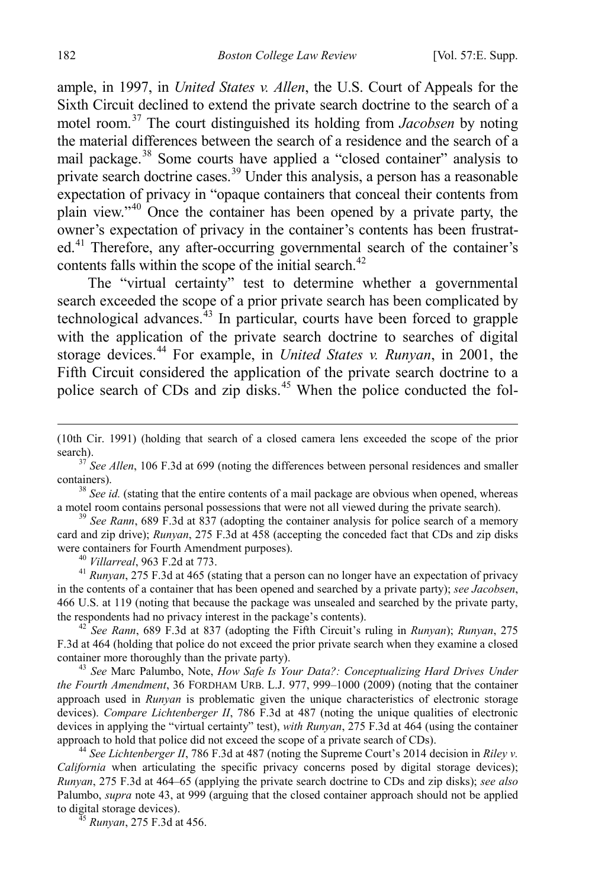ample, in 1997, in *United States v. Allen*, the U.S. Court of Appeals for the Sixth Circuit declined to extend the private search doctrine to the search of a motel room.[37] The court distinguished its holding from *Jacobsen* by noting the material differences between the search of a residence and the search of a mail package.[38] Some courts have applied a "closed container" analysis to private search doctrine cases.[39] Under this analysis, a person has a reasonable expectation of privacy in "opaque containers that conceal their contents from plain view."[40] Once the container has been opened by a private party, the owner's expectation of privacy in the container's contents has been frustrated.[41] Therefore, any after-occurring governmental search of the container's contents falls within the scope of the initial search.[42]

The "virtual certainty" test to determine whether a governmental search exceeded the scope of a prior private search has been complicated by technological advances.[43] In particular, courts have been forced to grapple with the application of the private search doctrine to searches of digital storage devices.[44] For example, in *United States v. Runyan*, in 2001, the Fifth Circuit considered the application of the private search doctrine to a police search of CDs and zip disks.[45] When the police conducted the fol-

---

(10th Cir. 1991) (holding that search of a closed camera lens exceeded the scope of the prior search).

[37] *See Allen*, 106 F.3d at 699 (noting the differences between personal residences and smaller containers).

[38] *See id.* (stating that the entire contents of a mail package are obvious when opened, whereas a motel room contains personal possessions that were not all viewed during the private search).

[39] *See Rann*, 689 F.3d at 837 (adopting the container analysis for police search of a memory card and zip drive); *Runyan*, 275 F.3d at 458 (accepting the conceded fact that CDs and zip disks were containers for Fourth Amendment purposes).

[40] *Villarreal*, 963 F.2d at 773.

[41] *Runyan*, 275 F.3d at 465 (stating that a person can no longer have an expectation of privacy in the contents of a container that has been opened and searched by a private party); *see Jacobsen*, 466 U.S. at 119 (noting that because the package was unsealed and searched by the private party, the respondents had no privacy interest in the package's contents).

[42] *See Rann*, 689 F.3d at 837 (adopting the Fifth Circuit's ruling in *Runyan*); *Runyan*, 275 F.3d at 464 (holding that police do not exceed the prior private search when they examine a closed container more thoroughly than the private party).

[43] *See* Marc Palumbo, Note, *How Safe Is Your Data?: Conceptualizing Hard Drives Under the Fourth Amendment*, 36 FORDHAM URB. L.J. 977, 999–1000 (2009) (noting that the container approach used in *Runyan* is problematic given the unique characteristics of electronic storage devices). *Compare Lichtenberger II*, 786 F.3d at 487 (noting the unique qualities of electronic devices in applying the "virtual certainty" test), *with Runyan*, 275 F.3d at 464 (using the container approach to hold that police did not exceed the scope of a private search of CDs).

[44] *See Lichtenberger II*, 786 F.3d at 487 (noting the Supreme Court's 2014 decision in *Riley v. California* when articulating the specific privacy concerns posed by digital storage devices); *Runyan*, 275 F.3d at 464–65 (applying the private search doctrine to CDs and zip disks); *see also* Palumbo, *supra* note 43, at 999 (arguing that the closed container approach should not be applied to digital storage devices).

[45] *Runyan*, 275 F.3d at 456.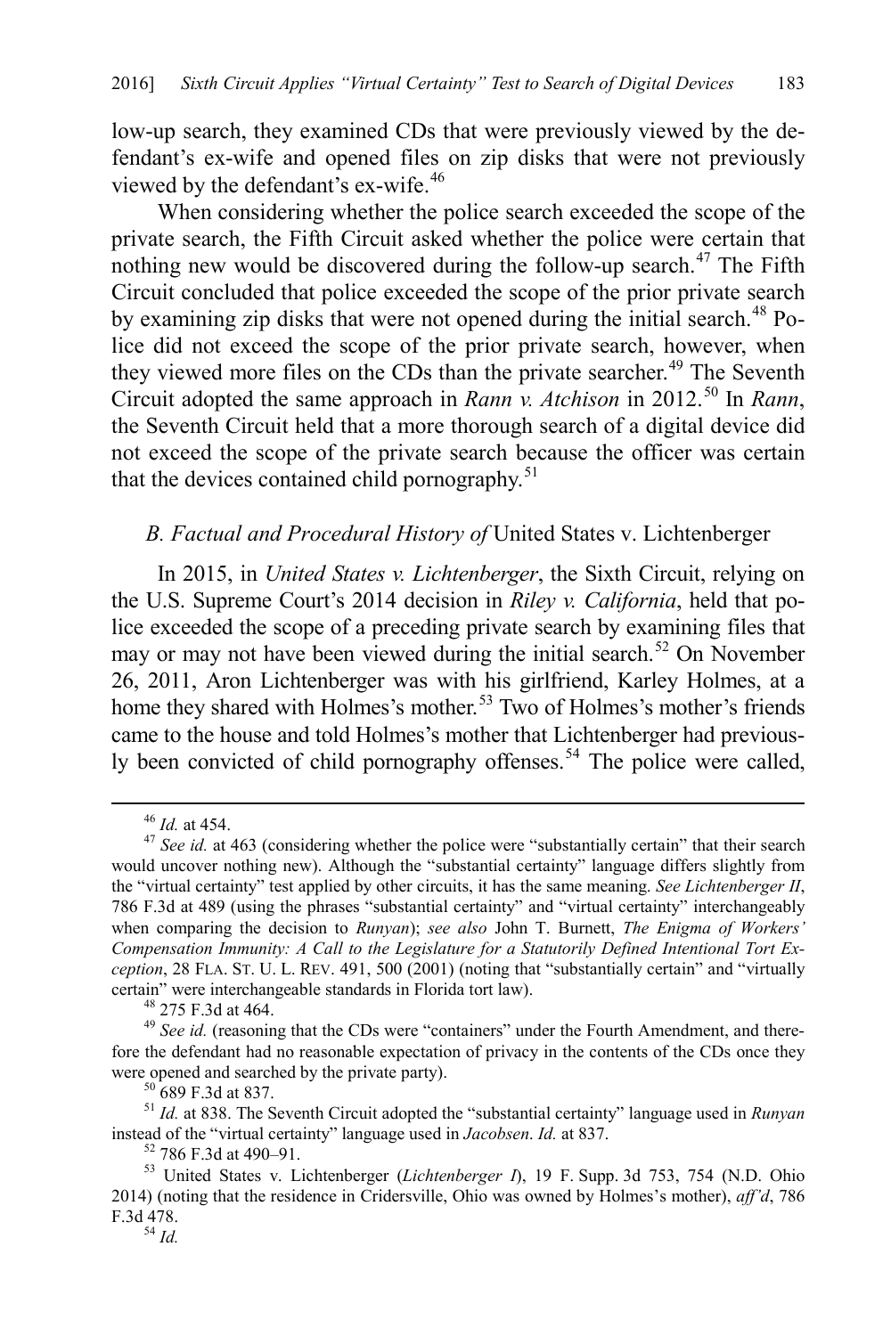low-up search, they examined CDs that were previously viewed by the defendant's ex-wife and opened files on zip disks that were not previously viewed by the defendant's ex-wife.[46]

When considering whether the police search exceeded the scope of the private search, the Fifth Circuit asked whether the police were certain that nothing new would be discovered during the follow-up search.[47] The Fifth Circuit concluded that police exceeded the scope of the prior private search by examining zip disks that were not opened during the initial search.[48] Police did not exceed the scope of the prior private search, however, when they viewed more files on the CDs than the private searcher.[49] The Seventh Circuit adopted the same approach in *Rann v. Atchison* in 2012.[50] In *Rann*, the Seventh Circuit held that a more thorough search of a digital device did not exceed the scope of the private search because the officer was certain that the devices contained child pornography.[51]

### *B. Factual and Procedural History of* United States v. Lichtenberger

In 2015, in *United States v. Lichtenberger*, the Sixth Circuit, relying on the U.S. Supreme Court's 2014 decision in *Riley v. California*, held that police exceeded the scope of a preceding private search by examining files that may or may not have been viewed during the initial search.[52] On November 26, 2011, Aron Lichtenberger was with his girlfriend, Karley Holmes, at a home they shared with Holmes's mother.[53] Two of Holmes's mother's friends came to the house and told Holmes's mother that Lichtenberger had previously been convicted of child pornography offenses.[54] The police were called,

---

[46] *Id.* at 454.

[47] *See id.* at 463 (considering whether the police were "substantially certain" that their search would uncover nothing new). Although the "substantial certainty" language differs slightly from the "virtual certainty" test applied by other circuits, it has the same meaning. *See Lichtenberger II*, 786 F.3d at 489 (using the phrases "substantial certainty" and "virtual certainty" interchangeably when comparing the decision to *Runyan*); *see also* John T. Burnett, *The Enigma of Workers' Compensation Immunity: A Call to the Legislature for a Statutorily Defined Intentional Tort Exception*, 28 FLA. ST. U. L. REV. 491, 500 (2001) (noting that "substantially certain" and "virtually certain" were interchangeable standards in Florida tort law).

[48] 275 F.3d at 464.

[49] *See id.* (reasoning that the CDs were "containers" under the Fourth Amendment, and therefore the defendant had no reasonable expectation of privacy in the contents of the CDs once they were opened and searched by the private party).

[50] 689 F.3d at 837.

[51] *Id.* at 838. The Seventh Circuit adopted the "substantial certainty" language used in *Runyan* instead of the "virtual certainty" language used in *Jacobsen*. *Id.* at 837.

[52] 786 F.3d at 490–91.

[53] United States v. Lichtenberger (*Lichtenberger I*), 19 F. Supp. 3d 753, 754 (N.D. Ohio 2014) (noting that the residence in Cridersville, Ohio was owned by Holmes's mother), *aff'd*, 786 F.3d 478.

[54] *Id.*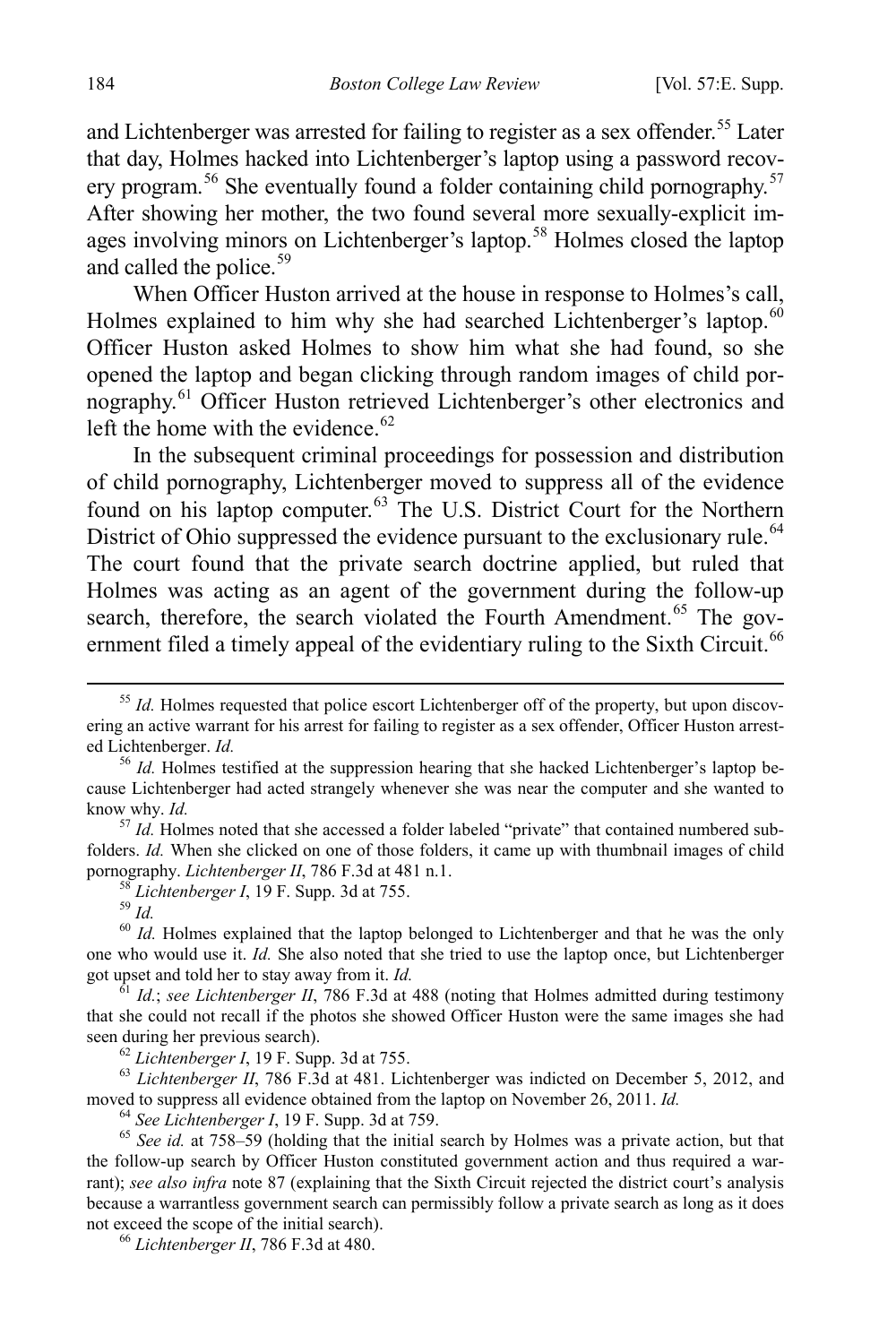and Lichtenberger was arrested for failing to register as a sex offender.[55] Later that day, Holmes hacked into Lichtenberger's laptop using a password recovery program.[56] She eventually found a folder containing child pornography.[57] After showing her mother, the two found several more sexually-explicit images involving minors on Lichtenberger's laptop.[58] Holmes closed the laptop and called the police.[59]

When Officer Huston arrived at the house in response to Holmes's call, Holmes explained to him why she had searched Lichtenberger's laptop.[60] Officer Huston asked Holmes to show him what she had found, so she opened the laptop and began clicking through random images of child pornography.[61] Officer Huston retrieved Lichtenberger's other electronics and left the home with the evidence.[62]

In the subsequent criminal proceedings for possession and distribution of child pornography, Lichtenberger moved to suppress all of the evidence found on his laptop computer.[63] The U.S. District Court for the Northern District of Ohio suppressed the evidence pursuant to the exclusionary rule.[64] The court found that the private search doctrine applied, but ruled that Holmes was acting as an agent of the government during the follow-up search, therefore, the search violated the Fourth Amendment.[65] The government filed a timely appeal of the evidentiary ruling to the Sixth Circuit.[66]

---

[55] *Id.* Holmes requested that police escort Lichtenberger off of the property, but upon discovering an active warrant for his arrest for failing to register as a sex offender, Officer Huston arrested Lichtenberger. *Id.*

[56] *Id.* Holmes testified at the suppression hearing that she hacked Lichtenberger's laptop because Lichtenberger had acted strangely whenever she was near the computer and she wanted to know why. *Id.*

[57] *Id.* Holmes noted that she accessed a folder labeled "private" that contained numbered subfolders. *Id.* When she clicked on one of those folders, it came up with thumbnail images of child pornography. *Lichtenberger II*, 786 F.3d at 481 n.1.

[58] *Lichtenberger I*, 19 F. Supp. 3d at 755.

[59] *Id.*

[60] *Id.* Holmes explained that the laptop belonged to Lichtenberger and that he was the only one who would use it. *Id.* She also noted that she tried to use the laptop once, but Lichtenberger got upset and told her to stay away from it. *Id.*

[61] *Id.*; *see Lichtenberger II*, 786 F.3d at 488 (noting that Holmes admitted during testimony that she could not recall if the photos she showed Officer Huston were the same images she had seen during her previous search).

[62] *Lichtenberger I*, 19 F. Supp. 3d at 755.

[63] *Lichtenberger II*, 786 F.3d at 481. Lichtenberger was indicted on December 5, 2012, and moved to suppress all evidence obtained from the laptop on November 26, 2011. *Id.*

[64] *See Lichtenberger I*, 19 F. Supp. 3d at 759.

[65] *See id.* at 758–59 (holding that the initial search by Holmes was a private action, but that the follow-up search by Officer Huston constituted government action and thus required a warrant); *see also infra* note 87 (explaining that the Sixth Circuit rejected the district court's analysis because a warrantless government search can permissibly follow a private search as long as it does not exceed the scope of the initial search).

[66] *Lichtenberger II*, 786 F.3d at 480.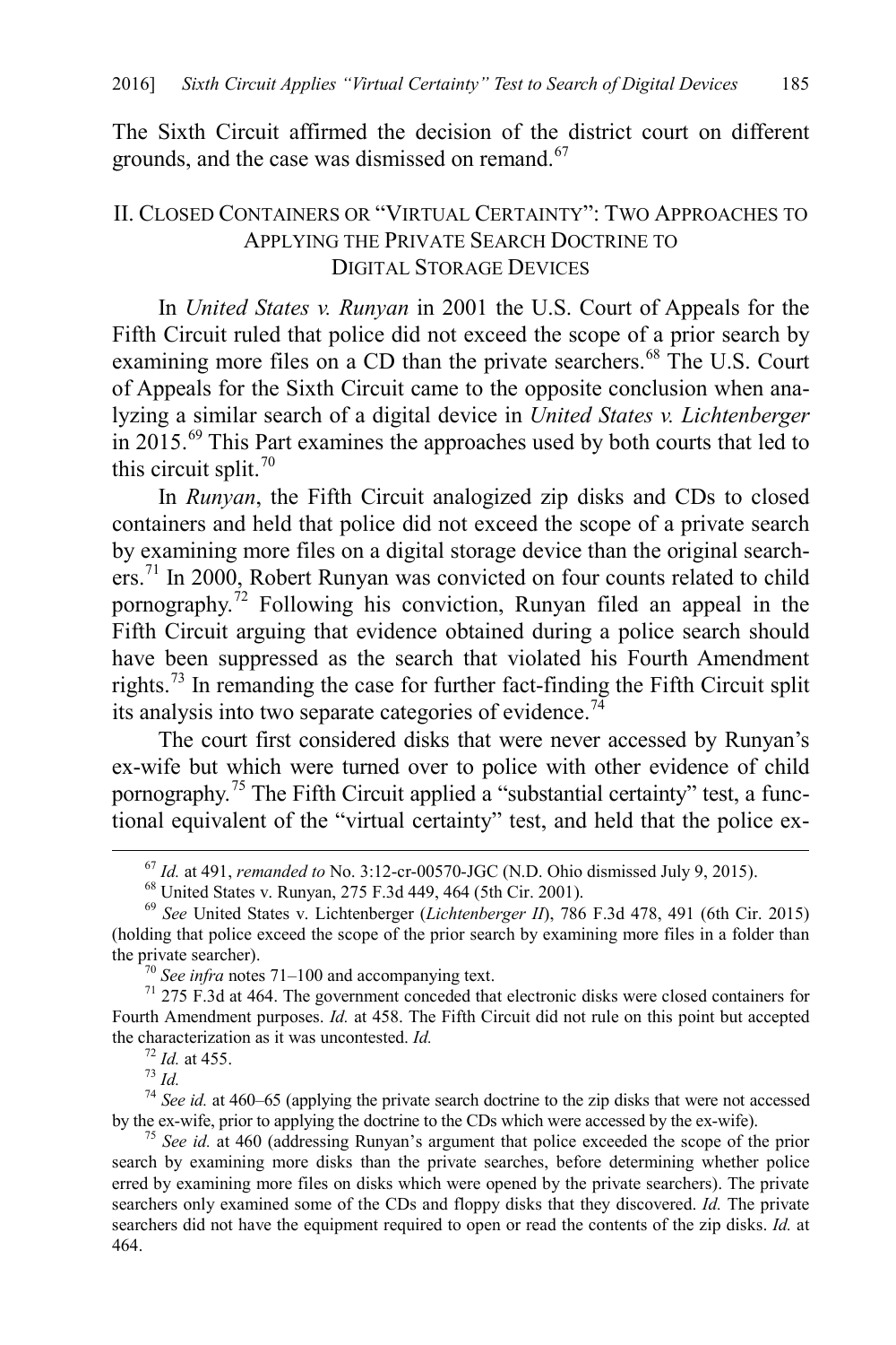The Sixth Circuit affirmed the decision of the district court on different grounds, and the case was dismissed on remand.[67]

## II. CLOSED CONTAINERS OR "VIRTUAL CERTAINTY": TWO APPROACHES TO APPLYING THE PRIVATE SEARCH DOCTRINE TO DIGITAL STORAGE DEVICES

In *United States v. Runyan* in 2001 the U.S. Court of Appeals for the Fifth Circuit ruled that police did not exceed the scope of a prior search by examining more files on a CD than the private searchers.[68] The U.S. Court of Appeals for the Sixth Circuit came to the opposite conclusion when analyzing a similar search of a digital device in *United States v. Lichtenberger* in 2015.[69] This Part examines the approaches used by both courts that led to this circuit split.[70]

In *Runyan*, the Fifth Circuit analogized zip disks and CDs to closed containers and held that police did not exceed the scope of a private search by examining more files on a digital storage device than the original searchers.[71] In 2000, Robert Runyan was convicted on four counts related to child pornography.[72] Following his conviction, Runyan filed an appeal in the Fifth Circuit arguing that evidence obtained during a police search should have been suppressed as the search that violated his Fourth Amendment rights.[73] In remanding the case for further fact-finding the Fifth Circuit split its analysis into two separate categories of evidence.[74]

The court first considered disks that were never accessed by Runyan's ex-wife but which were turned over to police with other evidence of child pornography.[75] The Fifth Circuit applied a "substantial certainty" test, a functional equivalent of the "virtual certainty" test, and held that the police ex-

---

[67] *Id.* at 491, *remanded to* No. 3:12-cr-00570-JGC (N.D. Ohio dismissed July 9, 2015).

[68] United States v. Runyan, 275 F.3d 449, 464 (5th Cir. 2001).

[69] *See* United States v. Lichtenberger (*Lichtenberger II*), 786 F.3d 478, 491 (6th Cir. 2015) (holding that police exceed the scope of the prior search by examining more files in a folder than the private searcher).

[70] *See infra* notes 71–100 and accompanying text.

[71] 275 F.3d at 464. The government conceded that electronic disks were closed containers for Fourth Amendment purposes. *Id.* at 458. The Fifth Circuit did not rule on this point but accepted the characterization as it was uncontested. *Id.*

[72] *Id.* at 455.

[73] *Id.*

[74] *See id.* at 460–65 (applying the private search doctrine to the zip disks that were not accessed by the ex-wife, prior to applying the doctrine to the CDs which were accessed by the ex-wife).

[75] *See id.* at 460 (addressing Runyan's argument that police exceeded the scope of the prior search by examining more disks than the private searches, before determining whether police erred by examining more files on disks which were opened by the private searchers). The private searchers only examined some of the CDs and floppy disks that they discovered. *Id.* The private searchers did not have the equipment required to open or read the contents of the zip disks. *Id.* at 464.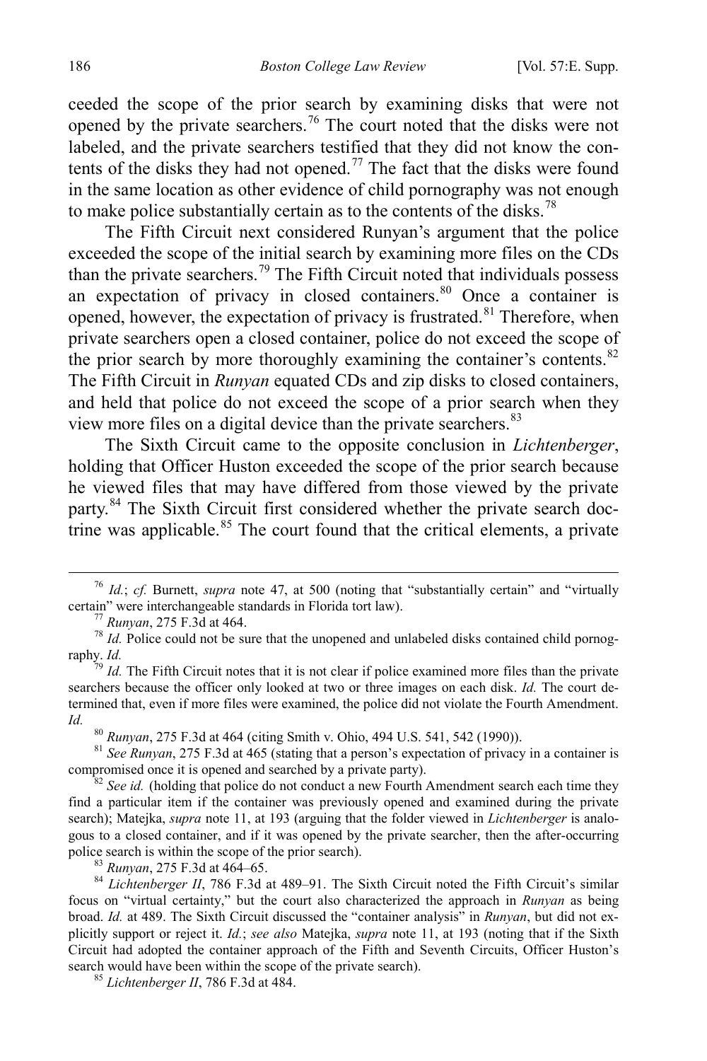ceeded the scope of the prior search by examining disks that were not opened by the private searchers.[76] The court noted that the disks were not labeled, and the private searchers testified that they did not know the contents of the disks they had not opened.[77] The fact that the disks were found in the same location as other evidence of child pornography was not enough to make police substantially certain as to the contents of the disks.[78]

The Fifth Circuit next considered Runyan's argument that the police exceeded the scope of the initial search by examining more files on the CDs than the private searchers.[79] The Fifth Circuit noted that individuals possess an expectation of privacy in closed containers.[80] Once a container is opened, however, the expectation of privacy is frustrated.[81] Therefore, when private searchers open a closed container, police do not exceed the scope of the prior search by more thoroughly examining the container's contents.[82] The Fifth Circuit in *Runyan* equated CDs and zip disks to closed containers, and held that police do not exceed the scope of a prior search when they view more files on a digital device than the private searchers.[83]

The Sixth Circuit came to the opposite conclusion in *Lichtenberger*, holding that Officer Huston exceeded the scope of the prior search because he viewed files that may have differed from those viewed by the private party.[84] The Sixth Circuit first considered whether the private search doctrine was applicable.[85] The court found that the critical elements, a private

---

[76] *Id.*; *cf.* Burnett, *supra* note 47, at 500 (noting that "substantially certain" and "virtually certain" were interchangeable standards in Florida tort law).

[77] *Runyan*, 275 F.3d at 464.

[78] *Id.* Police could not be sure that the unopened and unlabeled disks contained child pornography. *Id.*

[79] *Id.* The Fifth Circuit notes that it is not clear if police examined more files than the private searchers because the officer only looked at two or three images on each disk. *Id.* The court determined that, even if more files were examined, the police did not violate the Fourth Amendment. *Id.*

[80] *Runyan*, 275 F.3d at 464 (citing Smith v. Ohio, 494 U.S. 541, 542 (1990)).

[81] *See Runyan*, 275 F.3d at 465 (stating that a person's expectation of privacy in a container is compromised once it is opened and searched by a private party).

[82] *See id.* (holding that police do not conduct a new Fourth Amendment search each time they find a particular item if the container was previously opened and examined during the private search); Matejka, *supra* note 11, at 193 (arguing that the folder viewed in *Lichtenberger* is analogous to a closed container, and if it was opened by the private searcher, then the after-occurring police search is within the scope of the prior search).

[83] *Runyan*, 275 F.3d at 464–65.

[84] *Lichtenberger II*, 786 F.3d at 489–91. The Sixth Circuit noted the Fifth Circuit's similar focus on "virtual certainty," but the court also characterized the approach in *Runyan* as being broad. *Id.* at 489. The Sixth Circuit discussed the "container analysis" in *Runyan*, but did not explicitly support or reject it. *Id.*; *see also* Matejka, *supra* note 11, at 193 (noting that if the Sixth Circuit had adopted the container approach of the Fifth and Seventh Circuits, Officer Huston's search would have been within the scope of the private search).

[85] *Lichtenberger II*, 786 F.3d at 484.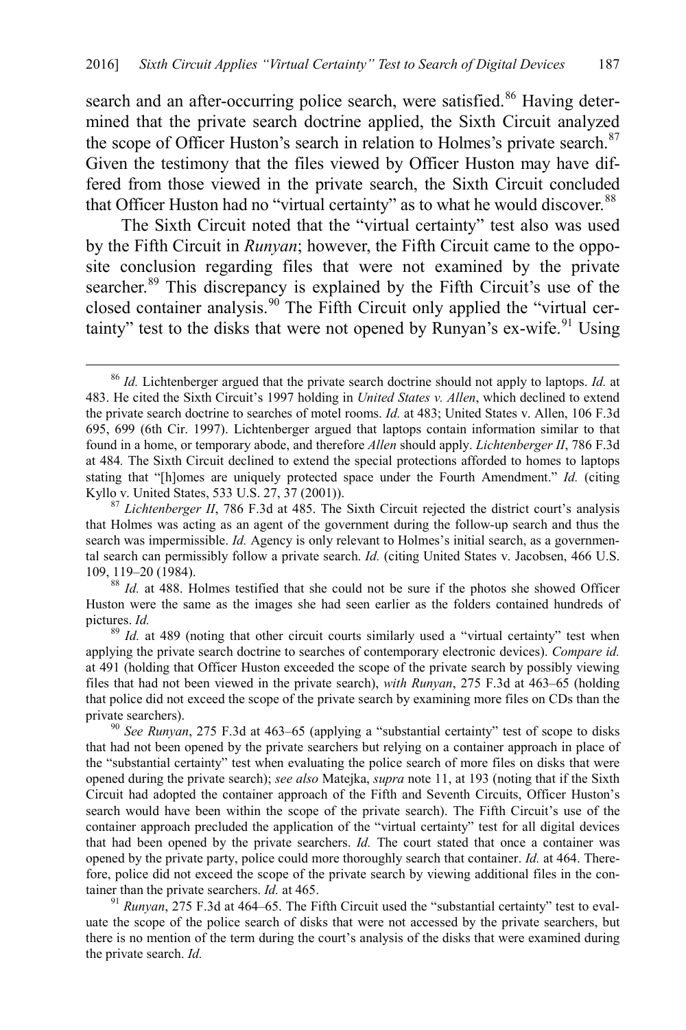search and an after-occurring police search, were satisfied.[86] Having determined that the private search doctrine applied, the Sixth Circuit analyzed the scope of Officer Huston's search in relation to Holmes's private search.[87] Given the testimony that the files viewed by Officer Huston may have differed from those viewed in the private search, the Sixth Circuit concluded that Officer Huston had no "virtual certainty" as to what he would discover.[88]

The Sixth Circuit noted that the "virtual certainty" test also was used by the Fifth Circuit in *Runyan*; however, the Fifth Circuit came to the opposite conclusion regarding files that were not examined by the private searcher.[89] This discrepancy is explained by the Fifth Circuit's use of the closed container analysis.[90] The Fifth Circuit only applied the "virtual certainty" test to the disks that were not opened by Runyan's ex-wife.[91] Using

---

[86] *Id.* Lichtenberger argued that the private search doctrine should not apply to laptops. *Id.* at 483. He cited the Sixth Circuit's 1997 holding in *United States v. Allen*, which declined to extend the private search doctrine to searches of motel rooms. *Id.* at 483; United States v. Allen, 106 F.3d 695, 699 (6th Cir. 1997). Lichtenberger argued that laptops contain information similar to that found in a home, or temporary abode, and therefore *Allen* should apply. *Lichtenberger II*, 786 F.3d at 484*.* The Sixth Circuit declined to extend the special protections afforded to homes to laptops stating that "[h]omes are uniquely protected space under the Fourth Amendment." *Id.* (citing Kyllo v. United States, 533 U.S. 27, 37 (2001)).

[87] *Lichtenberger II*, 786 F.3d at 485. The Sixth Circuit rejected the district court's analysis that Holmes was acting as an agent of the government during the follow-up search and thus the search was impermissible. *Id.* Agency is only relevant to Holmes's initial search, as a governmental search can permissibly follow a private search. *Id.* (citing United States v. Jacobsen, 466 U.S. 109, 119–20 (1984).

[88] *Id.* at 488. Holmes testified that she could not be sure if the photos she showed Officer Huston were the same as the images she had seen earlier as the folders contained hundreds of pictures. *Id.*

[89] *Id.* at 489 (noting that other circuit courts similarly used a "virtual certainty" test when applying the private search doctrine to searches of contemporary electronic devices). *Compare id.* at 491 (holding that Officer Huston exceeded the scope of the private search by possibly viewing files that had not been viewed in the private search), *with Runyan*, 275 F.3d at 463–65 (holding that police did not exceed the scope of the private search by examining more files on CDs than the private searchers).

[90] *See Runyan*, 275 F.3d at 463–65 (applying a "substantial certainty" test of scope to disks that had not been opened by the private searchers but relying on a container approach in place of the "substantial certainty" test when evaluating the police search of more files on disks that were opened during the private search); *see also* Matejka, *supra* note 11, at 193 (noting that if the Sixth Circuit had adopted the container approach of the Fifth and Seventh Circuits, Officer Huston's search would have been within the scope of the private search). The Fifth Circuit's use of the container approach precluded the application of the "virtual certainty" test for all digital devices that had been opened by the private searchers. *Id.* The court stated that once a container was opened by the private party, police could more thoroughly search that container. *Id.* at 464. Therefore, police did not exceed the scope of the private search by viewing additional files in the container than the private searchers. *Id.* at 465.

[91] *Runyan*, 275 F.3d at 464–65. The Fifth Circuit used the "substantial certainty" test to evaluate the scope of the police search of disks that were not accessed by the private searchers, but there is no mention of the term during the court's analysis of the disks that were examined during the private search. *Id.*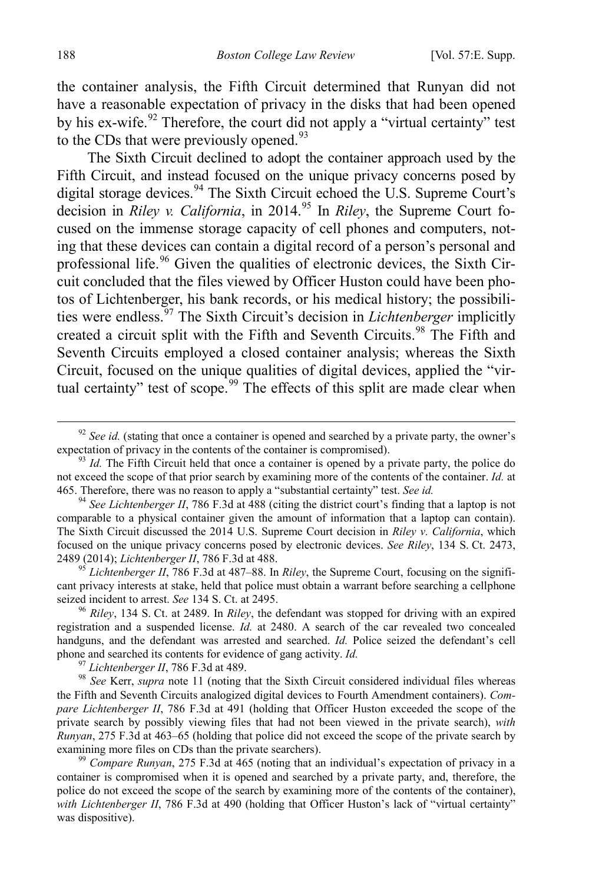the container analysis, the Fifth Circuit determined that Runyan did not have a reasonable expectation of privacy in the disks that had been opened by his ex-wife.[92] Therefore, the court did not apply a "virtual certainty" test to the CDs that were previously opened.[93]

The Sixth Circuit declined to adopt the container approach used by the Fifth Circuit, and instead focused on the unique privacy concerns posed by digital storage devices.[94] The Sixth Circuit echoed the U.S. Supreme Court's decision in *Riley v. California*, in 2014.[95] In *Riley*, the Supreme Court focused on the immense storage capacity of cell phones and computers, noting that these devices can contain a digital record of a person's personal and professional life.[96] Given the qualities of electronic devices, the Sixth Circuit concluded that the files viewed by Officer Huston could have been photos of Lichtenberger, his bank records, or his medical history; the possibilities were endless.[97] The Sixth Circuit's decision in *Lichtenberger* implicitly created a circuit split with the Fifth and Seventh Circuits.[98] The Fifth and Seventh Circuits employed a closed container analysis; whereas the Sixth Circuit, focused on the unique qualities of digital devices, applied the "virtual certainty" test of scope.[99] The effects of this split are made clear when

---

[92] *See id.* (stating that once a container is opened and searched by a private party, the owner's expectation of privacy in the contents of the container is compromised).

[93] *Id.* The Fifth Circuit held that once a container is opened by a private party, the police do not exceed the scope of that prior search by examining more of the contents of the container. *Id.* at 465. Therefore, there was no reason to apply a "substantial certainty" test. *See id.*

[94] *See Lichtenberger II*, 786 F.3d at 488 (citing the district court's finding that a laptop is not comparable to a physical container given the amount of information that a laptop can contain). The Sixth Circuit discussed the 2014 U.S. Supreme Court decision in *Riley v. California*, which focused on the unique privacy concerns posed by electronic devices. *See Riley*, 134 S. Ct. 2473, 2489 (2014); *Lichtenberger II*, 786 F.3d at 488.

[95] *Lichtenberger II*, 786 F.3d at 487–88. In *Riley*, the Supreme Court, focusing on the significant privacy interests at stake, held that police must obtain a warrant before searching a cellphone seized incident to arrest. *See* 134 S. Ct. at 2495.

[96] *Riley*, 134 S. Ct. at 2489. In *Riley*, the defendant was stopped for driving with an expired registration and a suspended license. *Id.* at 2480. A search of the car revealed two concealed handguns, and the defendant was arrested and searched. *Id.* Police seized the defendant's cell phone and searched its contents for evidence of gang activity. *Id.*

[97] *Lichtenberger II*, 786 F.3d at 489.

[98] *See* Kerr, *supra* note 11 (noting that the Sixth Circuit considered individual files whereas the Fifth and Seventh Circuits analogized digital devices to Fourth Amendment containers). *Compare Lichtenberger II*, 786 F.3d at 491 (holding that Officer Huston exceeded the scope of the private search by possibly viewing files that had not been viewed in the private search), *with Runyan*, 275 F.3d at 463–65 (holding that police did not exceed the scope of the private search by examining more files on CDs than the private searchers).

[99] *Compare Runyan*, 275 F.3d at 465 (noting that an individual's expectation of privacy in a container is compromised when it is opened and searched by a private party, and, therefore, the police do not exceed the scope of the search by examining more of the contents of the container), *with Lichtenberger II*, 786 F.3d at 490 (holding that Officer Huston's lack of "virtual certainty" was dispositive).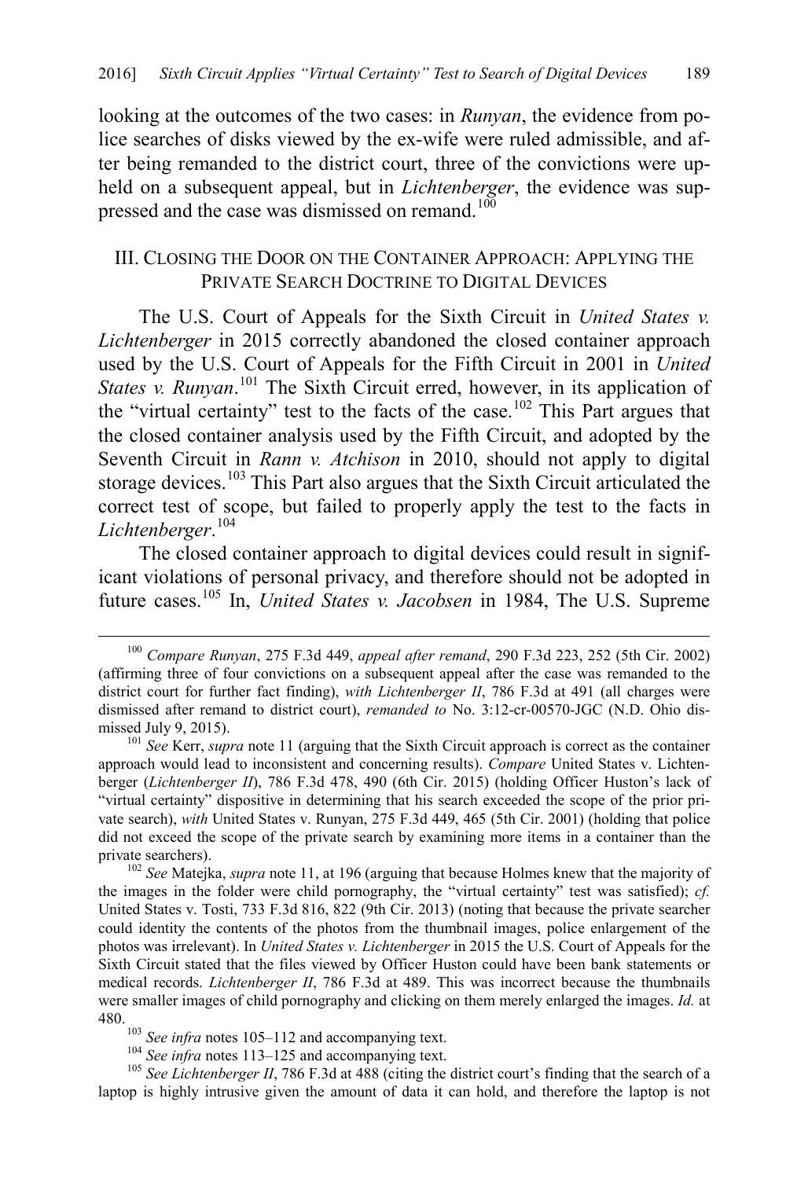looking at the outcomes of the two cases: in *Runyan*, the evidence from police searches of disks viewed by the ex-wife were ruled admissible, and after being remanded to the district court, three of the convictions were upheld on a subsequent appeal, but in *Lichtenberger*, the evidence was suppressed and the case was dismissed on remand.[100]

## III. CLOSING THE DOOR ON THE CONTAINER APPROACH: APPLYING THE PRIVATE SEARCH DOCTRINE TO DIGITAL DEVICES

The U.S. Court of Appeals for the Sixth Circuit in *United States v. Lichtenberger* in 2015 correctly abandoned the closed container approach used by the U.S. Court of Appeals for the Fifth Circuit in 2001 in *United States v. Runyan*.[101] The Sixth Circuit erred, however, in its application of the "virtual certainty" test to the facts of the case.[102] This Part argues that the closed container analysis used by the Fifth Circuit, and adopted by the Seventh Circuit in *Rann v. Atchison* in 2010, should not apply to digital storage devices.[103] This Part also argues that the Sixth Circuit articulated the correct test of scope, but failed to properly apply the test to the facts in *Lichtenberger*.[104]

The closed container approach to digital devices could result in significant violations of personal privacy, and therefore should not be adopted in future cases.[105] In, *United States v. Jacobsen* in 1984, The U.S. Supreme

---

[100] *Compare Runyan*, 275 F.3d 449, *appeal after remand*, 290 F.3d 223, 252 (5th Cir. 2002) (affirming three of four convictions on a subsequent appeal after the case was remanded to the district court for further fact finding), *with Lichtenberger II*, 786 F.3d at 491 (all charges were dismissed after remand to district court), *remanded to* No. 3:12-cr-00570-JGC (N.D. Ohio dismissed July 9, 2015).

[101] *See* Kerr, *supra* note 11 (arguing that the Sixth Circuit approach is correct as the container approach would lead to inconsistent and concerning results). *Compare* United States v. Lichtenberger (*Lichtenberger II*), 786 F.3d 478, 490 (6th Cir. 2015) (holding Officer Huston's lack of "virtual certainty" dispositive in determining that his search exceeded the scope of the prior private search), *with* United States v. Runyan, 275 F.3d 449, 465 (5th Cir. 2001) (holding that police did not exceed the scope of the private search by examining more items in a container than the private searchers).

[102] *See* Matejka, *supra* note 11, at 196 (arguing that because Holmes knew that the majority of the images in the folder were child pornography, the "virtual certainty" test was satisfied); *cf.* United States v. Tosti, 733 F.3d 816, 822 (9th Cir. 2013) (noting that because the private searcher could identity the contents of the photos from the thumbnail images, police enlargement of the photos was irrelevant). In *United States v. Lichtenberger* in 2015 the U.S. Court of Appeals for the Sixth Circuit stated that the files viewed by Officer Huston could have been bank statements or medical records. *Lichtenberger II*, 786 F.3d at 489. This was incorrect because the thumbnails were smaller images of child pornography and clicking on them merely enlarged the images. *Id.* at 480.

[103] *See infra* notes 105–112 and accompanying text.

[104] *See infra* notes 113–125 and accompanying text.

[105] *See Lichtenberger II*, 786 F.3d at 488 (citing the district court's finding that the search of a laptop is highly intrusive given the amount of data it can hold, and therefore the laptop is not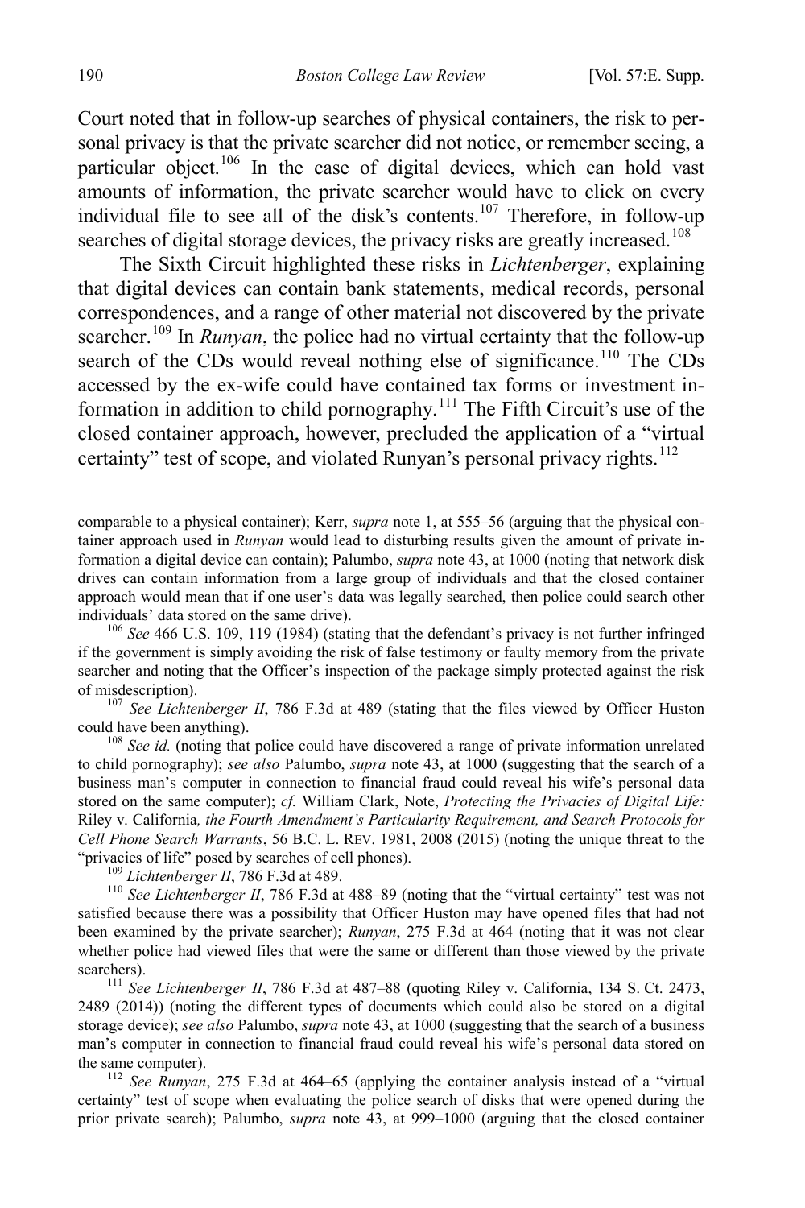Court noted that in follow-up searches of physical containers, the risk to personal privacy is that the private searcher did not notice, or remember seeing, a particular object.[106] In the case of digital devices, which can hold vast amounts of information, the private searcher would have to click on every individual file to see all of the disk's contents.[107] Therefore, in follow-up searches of digital storage devices, the privacy risks are greatly increased.[108]

The Sixth Circuit highlighted these risks in *Lichtenberger*, explaining that digital devices can contain bank statements, medical records, personal correspondences, and a range of other material not discovered by the private searcher.[109] In *Runyan*, the police had no virtual certainty that the follow-up search of the CDs would reveal nothing else of significance.[110] The CDs accessed by the ex-wife could have contained tax forms or investment information in addition to child pornography.[111] The Fifth Circuit's use of the closed container approach, however, precluded the application of a "virtual certainty" test of scope, and violated Runyan's personal privacy rights.[112]

---

comparable to a physical container); Kerr, *supra* note 1, at 555–56 (arguing that the physical container approach used in *Runyan* would lead to disturbing results given the amount of private information a digital device can contain); Palumbo, *supra* note 43, at 1000 (noting that network disk drives can contain information from a large group of individuals and that the closed container approach would mean that if one user's data was legally searched, then police could search other individuals' data stored on the same drive).

[106] *See* 466 U.S. 109, 119 (1984) (stating that the defendant's privacy is not further infringed if the government is simply avoiding the risk of false testimony or faulty memory from the private searcher and noting that the Officer's inspection of the package simply protected against the risk of misdescription).

[107] *See Lichtenberger II*, 786 F.3d at 489 (stating that the files viewed by Officer Huston could have been anything).

[108] *See id.* (noting that police could have discovered a range of private information unrelated to child pornography); *see also* Palumbo, *supra* note 43, at 1000 (suggesting that the search of a business man's computer in connection to financial fraud could reveal his wife's personal data stored on the same computer); *cf.* William Clark, Note, *Protecting the Privacies of Digital Life:* Riley v. California*, the Fourth Amendment's Particularity Requirement, and Search Protocols for Cell Phone Search Warrants*, 56 B.C. L. REV. 1981, 2008 (2015) (noting the unique threat to the "privacies of life" posed by searches of cell phones).

[109] *Lichtenberger II*, 786 F.3d at 489.

[110] *See Lichtenberger II*, 786 F.3d at 488–89 (noting that the "virtual certainty" test was not satisfied because there was a possibility that Officer Huston may have opened files that had not been examined by the private searcher); *Runyan*, 275 F.3d at 464 (noting that it was not clear whether police had viewed files that were the same or different than those viewed by the private searchers).

[111] *See Lichtenberger II*, 786 F.3d at 487–88 (quoting Riley v. California, 134 S. Ct. 2473, 2489 (2014)) (noting the different types of documents which could also be stored on a digital storage device); *see also* Palumbo, *supra* note 43, at 1000 (suggesting that the search of a business man's computer in connection to financial fraud could reveal his wife's personal data stored on the same computer).

[112] *See Runyan*, 275 F.3d at 464–65 (applying the container analysis instead of a "virtual certainty" test of scope when evaluating the police search of disks that were opened during the prior private search); Palumbo, *supra* note 43, at 999–1000 (arguing that the closed container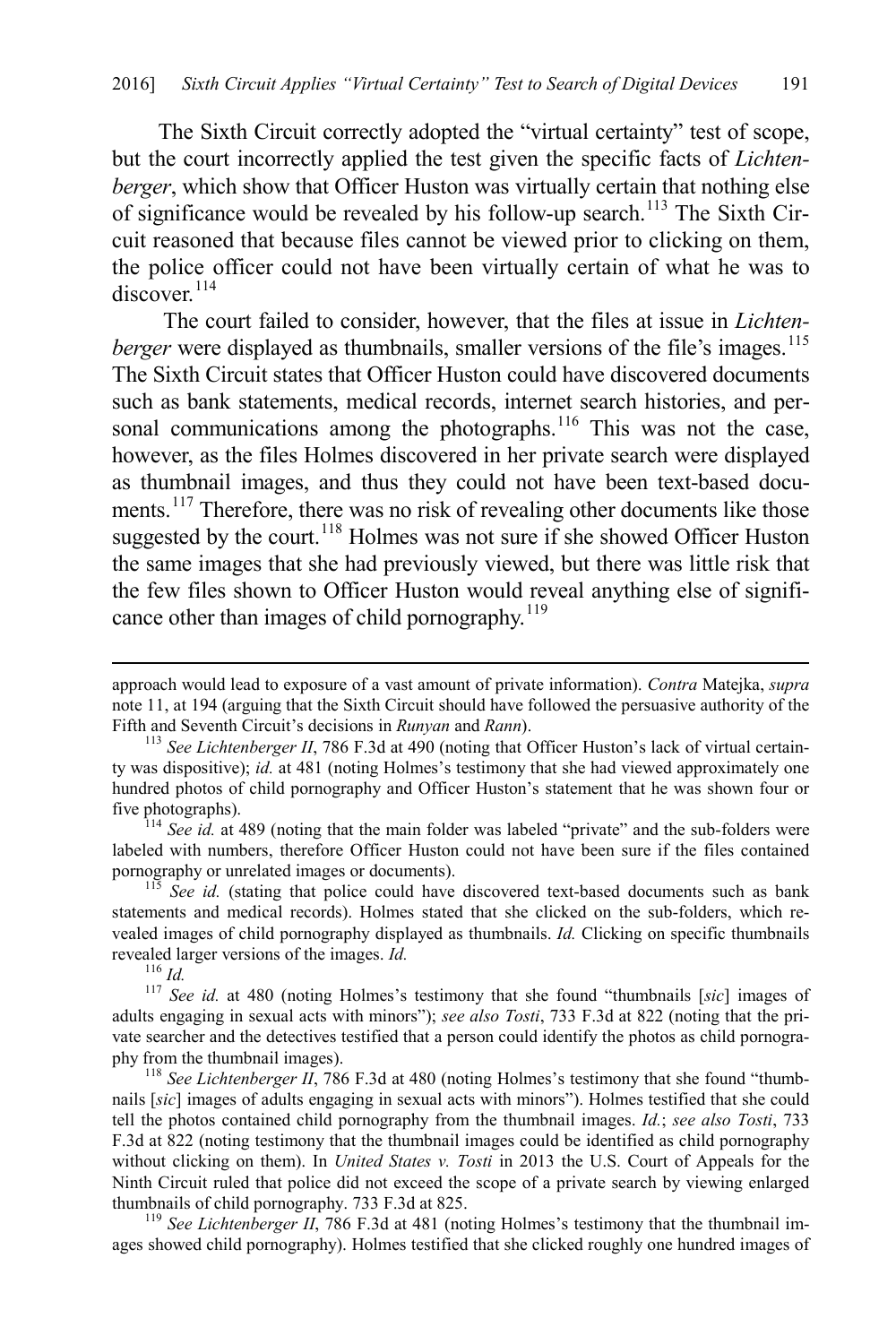The Sixth Circuit correctly adopted the "virtual certainty" test of scope, but the court incorrectly applied the test given the specific facts of *Lichtenberger*, which show that Officer Huston was virtually certain that nothing else of significance would be revealed by his follow-up search.[113] The Sixth Circuit reasoned that because files cannot be viewed prior to clicking on them, the police officer could not have been virtually certain of what he was to discover.[114]

The court failed to consider, however, that the files at issue in *Lichtenberger* were displayed as thumbnails, smaller versions of the file's images.[115] The Sixth Circuit states that Officer Huston could have discovered documents such as bank statements, medical records, internet search histories, and personal communications among the photographs.[116] This was not the case, however, as the files Holmes discovered in her private search were displayed as thumbnail images, and thus they could not have been text-based documents.[117] Therefore, there was no risk of revealing other documents like those suggested by the court.[118] Holmes was not sure if she showed Officer Huston the same images that she had previously viewed, but there was little risk that the few files shown to Officer Huston would reveal anything else of significance other than images of child pornography.[119]

---

approach would lead to exposure of a vast amount of private information). *Contra* Matejka, *supra* note 11, at 194 (arguing that the Sixth Circuit should have followed the persuasive authority of the Fifth and Seventh Circuit's decisions in *Runyan* and *Rann*).

[113] *See Lichtenberger II*, 786 F.3d at 490 (noting that Officer Huston's lack of virtual certainty was dispositive); *id.* at 481 (noting Holmes's testimony that she had viewed approximately one hundred photos of child pornography and Officer Huston's statement that he was shown four or five photographs).

[114] *See id.* at 489 (noting that the main folder was labeled "private" and the sub-folders were labeled with numbers, therefore Officer Huston could not have been sure if the files contained pornography or unrelated images or documents).

[115] *See id.* (stating that police could have discovered text-based documents such as bank statements and medical records). Holmes stated that she clicked on the sub-folders, which revealed images of child pornography displayed as thumbnails. *Id.* Clicking on specific thumbnails revealed larger versions of the images. *Id.*

[116] *Id.*

[117] *See id.* at 480 (noting Holmes's testimony that she found "thumbnails [*sic*] images of adults engaging in sexual acts with minors"); *see also Tosti*, 733 F.3d at 822 (noting that the private searcher and the detectives testified that a person could identify the photos as child pornography from the thumbnail images).

[118] *See Lichtenberger II*, 786 F.3d at 480 (noting Holmes's testimony that she found "thumbnails [*sic*] images of adults engaging in sexual acts with minors"). Holmes testified that she could tell the photos contained child pornography from the thumbnail images. *Id.*; *see also Tosti*, 733 F.3d at 822 (noting testimony that the thumbnail images could be identified as child pornography without clicking on them). In *United States v. Tosti* in 2013 the U.S. Court of Appeals for the Ninth Circuit ruled that police did not exceed the scope of a private search by viewing enlarged thumbnails of child pornography. 733 F.3d at 825.

[119] *See Lichtenberger II*, 786 F.3d at 481 (noting Holmes's testimony that the thumbnail images showed child pornography). Holmes testified that she clicked roughly one hundred images of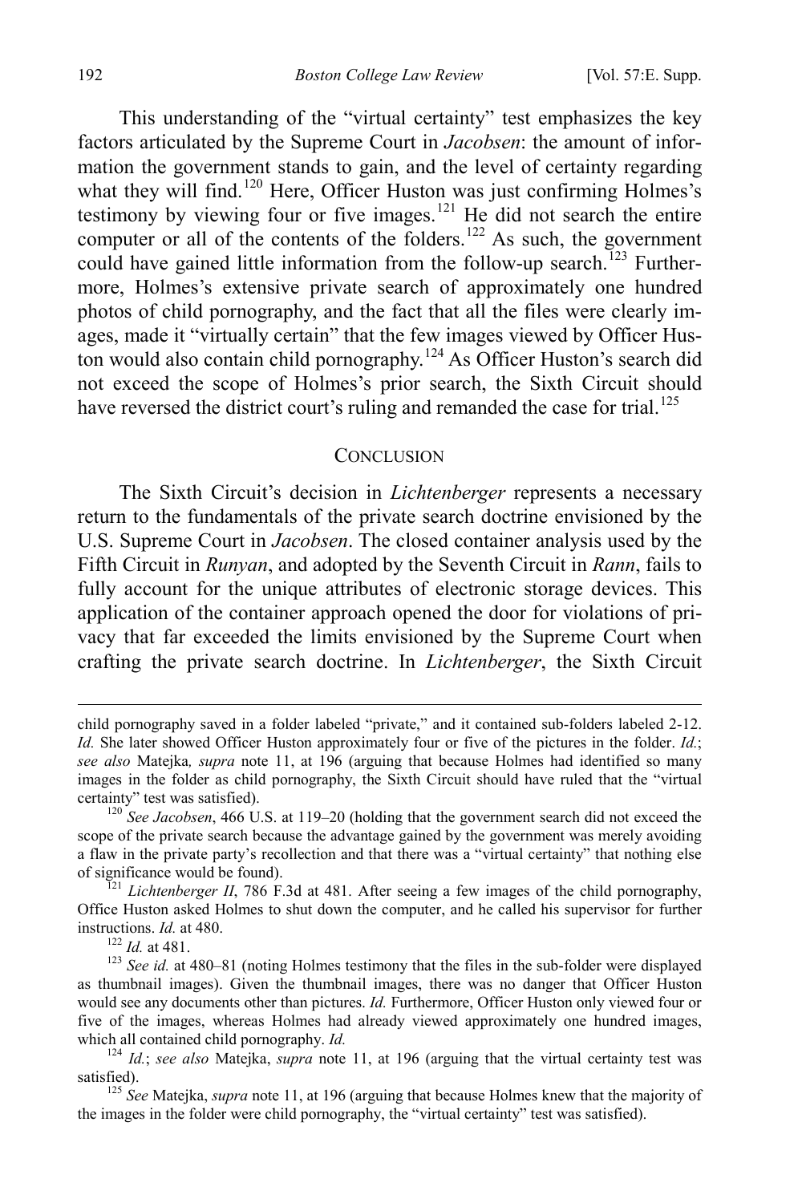This understanding of the "virtual certainty" test emphasizes the key factors articulated by the Supreme Court in *Jacobsen*: the amount of information the government stands to gain, and the level of certainty regarding what they will find.[120] Here, Officer Huston was just confirming Holmes's testimony by viewing four or five images.[121] He did not search the entire computer or all of the contents of the folders.[122] As such, the government could have gained little information from the follow-up search.[123] Furthermore, Holmes's extensive private search of approximately one hundred photos of child pornography, and the fact that all the files were clearly images, made it "virtually certain" that the few images viewed by Officer Huston would also contain child pornography.[124] As Officer Huston's search did not exceed the scope of Holmes's prior search, the Sixth Circuit should have reversed the district court's ruling and remanded the case for trial.[125]

## CONCLUSION

The Sixth Circuit's decision in *Lichtenberger* represents a necessary return to the fundamentals of the private search doctrine envisioned by the U.S. Supreme Court in *Jacobsen*. The closed container analysis used by the Fifth Circuit in *Runyan*, and adopted by the Seventh Circuit in *Rann*, fails to fully account for the unique attributes of electronic storage devices. This application of the container approach opened the door for violations of privacy that far exceeded the limits envisioned by the Supreme Court when crafting the private search doctrine. In *Lichtenberger*, the Sixth Circuit

---

child pornography saved in a folder labeled "private," and it contained sub-folders labeled 2-12. *Id.* She later showed Officer Huston approximately four or five of the pictures in the folder. *Id.*; *see also* Matejka, *supra* note 11, at 196 (arguing that because Holmes had identified so many images in the folder as child pornography, the Sixth Circuit should have ruled that the "virtual certainty" test was satisfied).

[120] *See Jacobsen*, 466 U.S. at 119–20 (holding that the government search did not exceed the scope of the private search because the advantage gained by the government was merely avoiding a flaw in the private party's recollection and that there was a "virtual certainty" that nothing else of significance would be found).

[121] *Lichtenberger II*, 786 F.3d at 481. After seeing a few images of the child pornography, Office Huston asked Holmes to shut down the computer, and he called his supervisor for further instructions. *Id.* at 480.

[122] *Id.* at 481.

[123] *See id.* at 480–81 (noting Holmes testimony that the files in the sub-folder were displayed as thumbnail images). Given the thumbnail images, there was no danger that Officer Huston would see any documents other than pictures. *Id.* Furthermore, Officer Huston only viewed four or five of the images, whereas Holmes had already viewed approximately one hundred images, which all contained child pornography. *Id.*

[124] *Id.*; *see also* Matejka, *supra* note 11, at 196 (arguing that the virtual certainty test was satisfied).

[125] *See* Matejka, *supra* note 11, at 196 (arguing that because Holmes knew that the majority of the images in the folder were child pornography, the "virtual certainty" test was satisfied).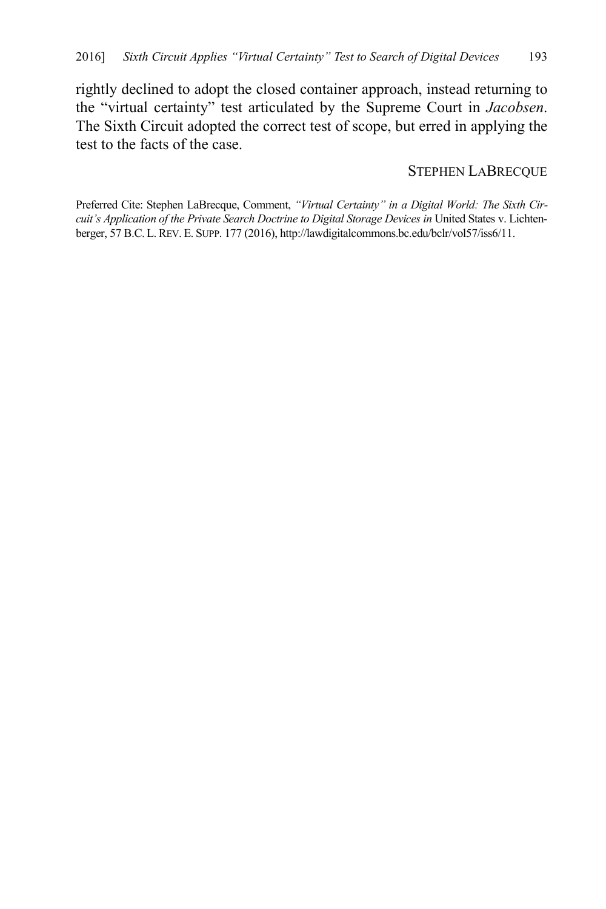rightly declined to adopt the closed container approach, instead returning to the "virtual certainty" test articulated by the Supreme Court in *Jacobsen*. The Sixth Circuit adopted the correct test of scope, but erred in applying the test to the facts of the case.

STEPHEN LABRECQUE

Preferred Cite: Stephen LaBrecque, Comment, *"Virtual Certainty" in a Digital World: The Sixth Circuit's Application of the Private Search Doctrine to Digital Storage Devices in* United States v. Lichtenberger, 57 B.C. L. REV. E. SUPP. 177 (2016), http://lawdigitalcommons.bc.edu/bclr/vol57/iss6/11.